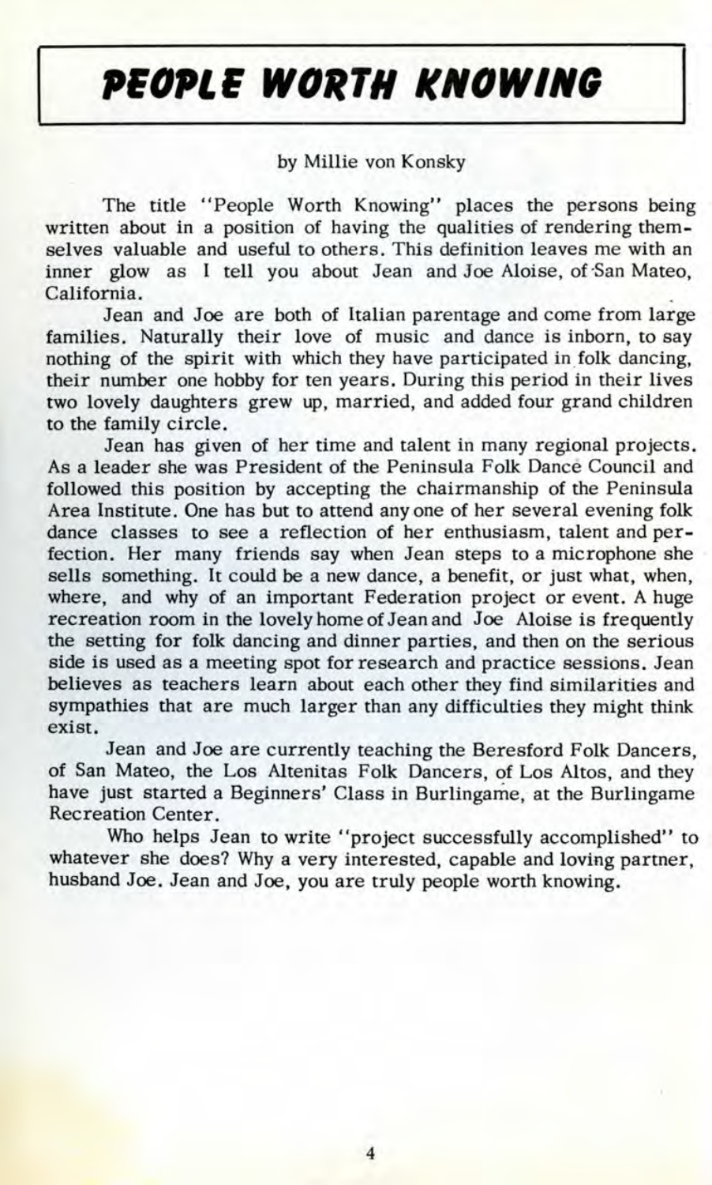# PEOPLE WORTH KNOWING

by Millie von Konsky

The title "People Worth Knowing" places the persons being written about in a position of having the qualities of rendering themselves valuable and useful to others. This definition leaves me with an inner glow as I tell you about Jean and Joe Aloise, of San Mateo, California.

Jean and Joe are both of Italian parentage and come from large families. Naturally their love of music and dance is inborn, to say nothing of the spirit with which they have participated in folk dancing, their number one hobby for ten years. During this period in their lives two lovely daughters grew up, married, and added four grand children to the family circle.

Jean has given of her time and talent in many regional projects. As a leader she was President of the Peninsula Folk Dance Council and followed this position by accepting the chairmanship of the Peninsula Area Institute. One has but to attend any one of her several evening folk dance classes to see a reflection of her enthusiasm, talent and perfection. Her many friends say when Jean steps to a microphone she sells something. It could be a new dance, a benefit, or just what, when, where, and why of an important Federation project or event. A huge recreation room in the lovely home of Jean and Joe Aloise is frequently the setting for folk dancing and dinner parties, and then on the serious side is used as a meeting spot for research and practice sessions. Jean believes as teachers learn about each other they find similarities and sympathies that are much larger than any difficulties they might think exist.

Jean and Joe are currently teaching the Beresford Folk Dancers, of San Mateo, the Los Altenitas Folk Dancers, of Los Altos, and they have just started a Beginners' Class in Burlingame, at the Burlingame Recreation Center.

Who helps Jean to write "project successfully accomplished" to whatever she does? Why a very interested, capable and loving partner, husband Joe. Jean and Joe, you are truly people worth knowing.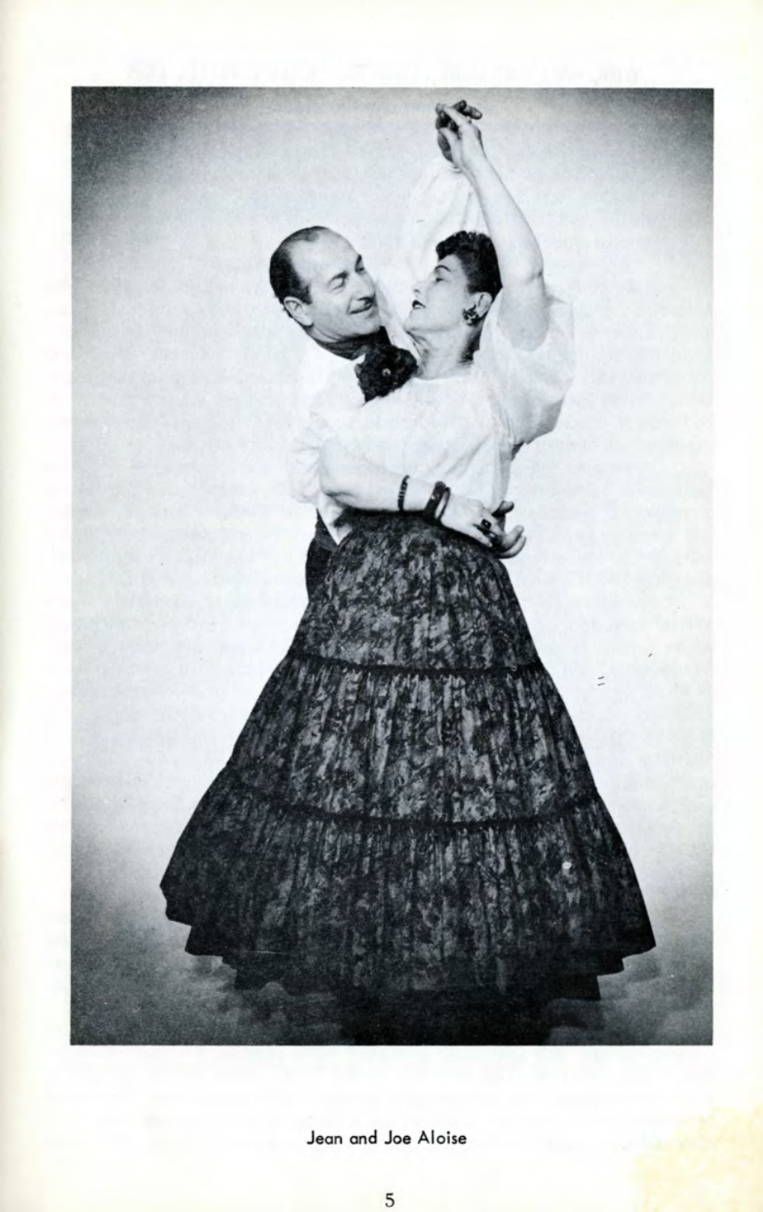Jean and Joe Aloise